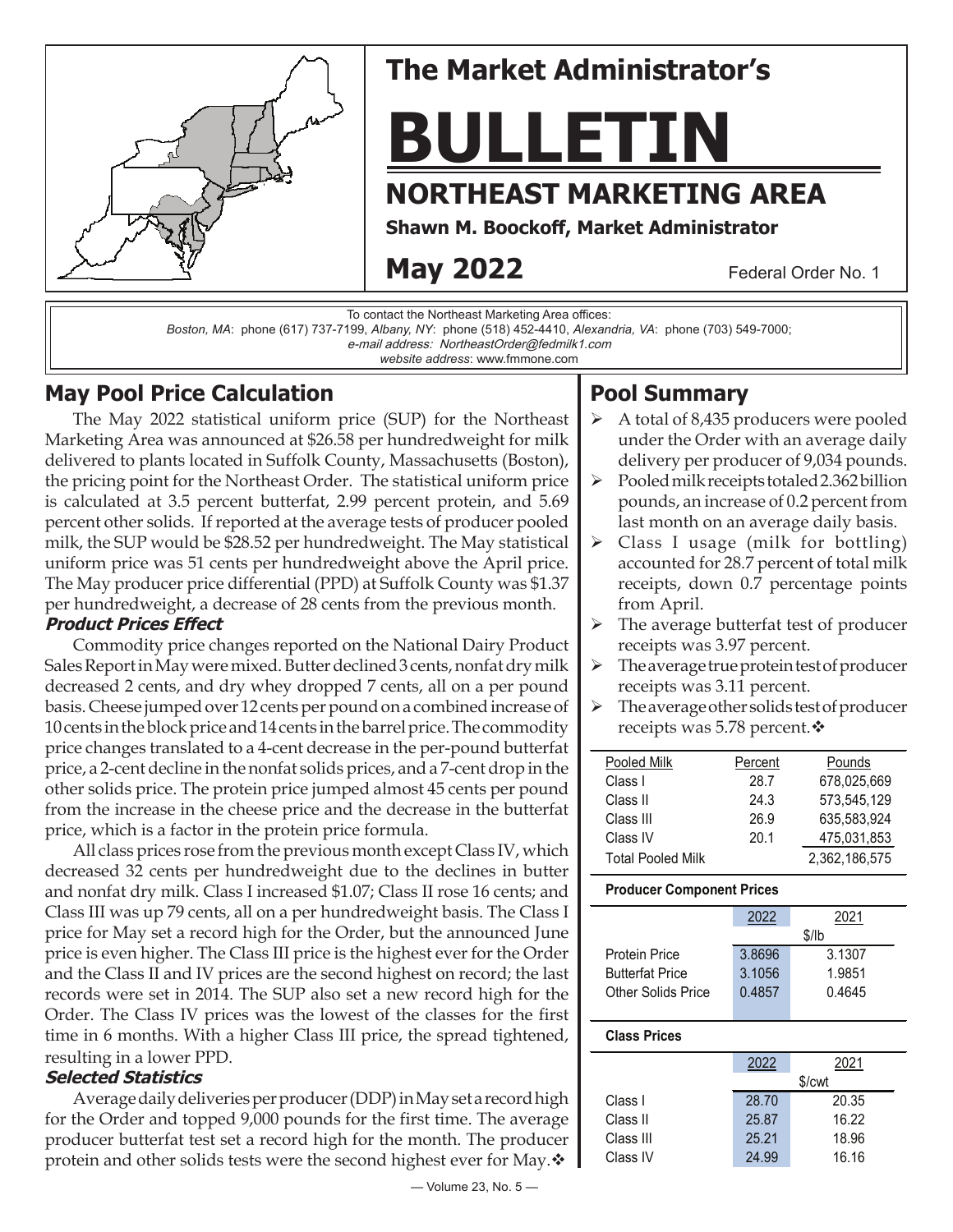# The Market Administrator's

# BULLETIN

## NORTHEAST MARKETING AREA

**Shawn M. Boockoff, Market Administrator**

**May 2022**

Federal Order No. 1

To contact the Northeast Marketing Area offices:
*Boston, MA*: phone (617) 737-7199, *Albany, NY*: phone (518) 452-4410, *Alexandria, VA*: phone (703) 549-7000;
*e-mail address: NortheastOrder@fedmilk1.com*
*website address*: www.fmmone.com

## May Pool Price Calculation

The May 2022 statistical uniform price (SUP) for the Northeast Marketing Area was announced at $26.58 per hundredweight for milk delivered to plants located in Suffolk County, Massachusetts (Boston), the pricing point for the Northeast Order. The statistical uniform price is calculated at 3.5 percent butterfat, 2.99 percent protein, and 5.69 percent other solids. If reported at the average tests of producer pooled milk, the SUP would be $28.52 per hundredweight. The May statistical uniform price was 51 cents per hundredweight above the April price. The May producer price differential (PPD) at Suffolk County was $1.37 per hundredweight, a decrease of 28 cents from the previous month.

### *Product Prices Effect*

Commodity price changes reported on the National Dairy Product Sales Report in May were mixed. Butter declined 3 cents, nonfat dry milk decreased 2 cents, and dry whey dropped 7 cents, all on a per pound basis. Cheese jumped over 12 cents per pound on a combined increase of 10 cents in the block price and 14 cents in the barrel price. The commodity price changes translated to a 4-cent decrease in the per-pound butterfat price, a 2-cent decline in the nonfat solids prices, and a 7-cent drop in the other solids price. The protein price jumped almost 45 cents per pound from the increase in the cheese price and the decrease in the butterfat price, which is a factor in the protein price formula.

All class prices rose from the previous month except Class IV, which decreased 32 cents per hundredweight due to the declines in butter and nonfat dry milk. Class I increased $1.07; Class II rose 16 cents; and Class III was up 79 cents, all on a per hundredweight basis. The Class I price for May set a record high for the Order, but the announced June price is even higher. The Class III price is the highest ever for the Order and the Class II and IV prices are the second highest on record; the last records were set in 2014. The SUP also set a new record high for the Order. The Class IV prices was the lowest of the classes for the first time in 6 months. With a higher Class III price, the spread tightened, resulting in a lower PPD.

### *Selected Statistics*

Average daily deliveries per producer (DDP) in May set a record high for the Order and topped 9,000 pounds for the first time. The average producer butterfat test set a record high for the month. The producer protein and other solids tests were the second highest ever for May.❖

## Pool Summary

- A total of 8,435 producers were pooled under the Order with an average daily delivery per producer of 9,034 pounds.
- Pooled milk receipts totaled 2.362 billion pounds, an increase of 0.2 percent from last month on an average daily basis.
- Class I usage (milk for bottling) accounted for 28.7 percent of total milk receipts, down 0.7 percentage points from April.
- The average butterfat test of producer receipts was 3.97 percent.
- The average true protein test of producer receipts was 3.11 percent.
- The average other solids test of producer receipts was 5.78 percent.❖

| Pooled Milk | Percent | Pounds |
|---|---|---|
| Class I | 28.7 | 678,025,669 |
| Class II | 24.3 | 573,545,129 |
| Class III | 26.9 | 635,583,924 |
| Class IV | 20.1 | 475,031,853 |
| Total Pooled Milk | | 2,362,186,575 |

**Producer Component Prices**

| | 2022 | 2021 |
|---|---|---|
| | $/lb | |
| Protein Price | 3.8696 | 3.1307 |
| Butterfat Price | 3.1056 | 1.9851 |
| Other Solids Price | 0.4857 | 0.4645 |

**Class Prices**

| | 2022 | 2021 |
|---|---|---|
| | $/cwt | |
| Class I | 28.70 | 20.35 |
| Class II | 25.87 | 16.22 |
| Class III | 25.21 | 18.96 |
| Class IV | 24.99 | 16.16 |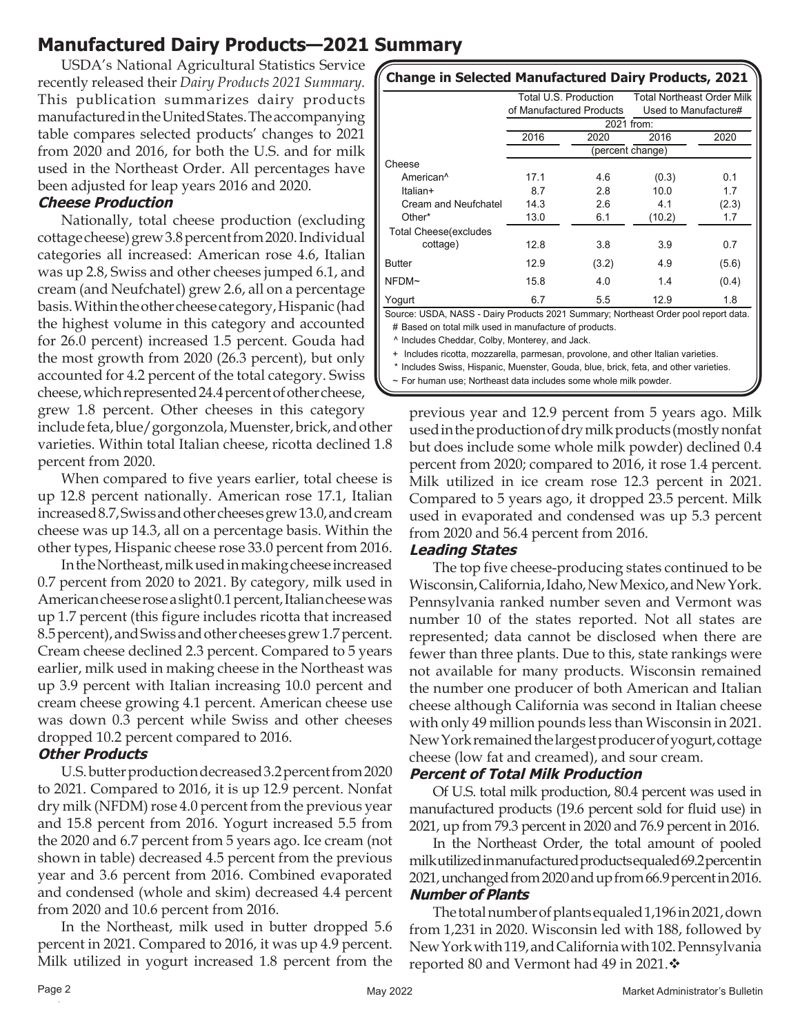# Manufactured Dairy Products—2021 Summary

USDA's National Agricultural Statistics Service recently released their *Dairy Products 2021 Summary*. This publication summarizes dairy products manufactured in the United States. The accompanying table compares selected products' changes to 2021 from 2020 and 2016, for both the U.S. and for milk used in the Northeast Order. All percentages have been adjusted for leap years 2016 and 2020.

**Change in Selected Manufactured Dairy Products, 2021**

| | Total U.S. Production of Manufactured Products | | Total Northeast Order Milk Used to Manufacture# | |
|---|---|---|---|---|
| | 2021 from: | | | |
| | 2016 | 2020 | 2016 | 2020 |
| | (percent change) | | | |
| Cheese | | | | |
| American^ | 17.1 | 4.6 | (0.3) | 0.1 |
| Italian+ | 8.7 | 2.8 | 10.0 | 1.7 |
| Cream and Neufchatel | 14.3 | 2.6 | 4.1 | (2.3) |
| Other* | 13.0 | 6.1 | (10.2) | 1.7 |
| Total Cheese(excludes cottage) | 12.8 | 3.8 | 3.9 | 0.7 |
| Butter | 12.9 | (3.2) | 4.9 | (5.6) |
| NFDM~ | 15.8 | 4.0 | 1.4 | (0.4) |
| Yogurt | 6.7 | 5.5 | 12.9 | 1.8 |

Source: USDA, NASS - Dairy Products 2021 Summary; Northeast Order pool report data.

# Based on total milk used in manufacture of products.

^ Includes Cheddar, Colby, Monterey, and Jack.

+ Includes ricotta, mozzarella, parmesan, provolone, and other Italian varieties.

* Includes Swiss, Hispanic, Muenster, Gouda, blue, brick, feta, and other varieties.

~ For human use; Northeast data includes some whole milk powder.

### Cheese Production

Nationally, total cheese production (excluding cottage cheese) grew 3.8 percent from 2020. Individual categories all increased: American rose 4.6, Italian was up 2.8, Swiss and other cheeses jumped 6.1, and cream (and Neufchatel) grew 2.6, all on a percentage basis. Within the other cheese category, Hispanic (had the highest volume in this category and accounted for 26.0 percent) increased 1.5 percent. Gouda had the most growth from 2020 (26.3 percent), but only accounted for 4.2 percent of the total category. Swiss cheese, which represented 24.4 percent of other cheese, grew 1.8 percent. Other cheeses in this category include feta, blue/gorgonzola, Muenster, brick, and other varieties. Within total Italian cheese, ricotta declined 1.8 percent from 2020.

When compared to five years earlier, total cheese is up 12.8 percent nationally. American rose 17.1, Italian increased 8.7, Swiss and other cheeses grew 13.0, and cream cheese was up 14.3, all on a percentage basis. Within the other types, Hispanic cheese rose 33.0 percent from 2016.

In the Northeast, milk used in making cheese increased 0.7 percent from 2020 to 2021. By category, milk used in American cheese rose a slight 0.1 percent, Italian cheese was up 1.7 percent (this figure includes ricotta that increased 8.5 percent), and Swiss and other cheeses grew 1.7 percent. Cream cheese declined 2.3 percent. Compared to 5 years earlier, milk used in making cheese in the Northeast was up 3.9 percent with Italian increasing 10.0 percent and cream cheese growing 4.1 percent. American cheese use was down 0.3 percent while Swiss and other cheeses dropped 10.2 percent compared to 2016.

### Other Products

U.S. butter production decreased 3.2 percent from 2020 to 2021. Compared to 2016, it is up 12.9 percent. Nonfat dry milk (NFDM) rose 4.0 percent from the previous year and 15.8 percent from 2016. Yogurt increased 5.5 from the 2020 and 6.7 percent from 5 years ago. Ice cream (not shown in table) decreased 4.5 percent from the previous year and 3.6 percent from 2016. Combined evaporated and condensed (whole and skim) decreased 4.4 percent from 2020 and 10.6 percent from 2016.

In the Northeast, milk used in butter dropped 5.6 percent in 2021. Compared to 2016, it was up 4.9 percent. Milk utilized in yogurt increased 1.8 percent from the previous year and 12.9 percent from 5 years ago. Milk used in the production of dry milk products (mostly nonfat but does include some whole milk powder) declined 0.4 percent from 2020; compared to 2016, it rose 1.4 percent. Milk utilized in ice cream rose 12.3 percent in 2021. Compared to 5 years ago, it dropped 23.5 percent. Milk used in evaporated and condensed was up 5.3 percent from 2020 and 56.4 percent from 2016.

### Leading States

The top five cheese-producing states continued to be Wisconsin, California, Idaho, New Mexico, and New York. Pennsylvania ranked number seven and Vermont was number 10 of the states reported. Not all states are represented; data cannot be disclosed when there are fewer than three plants. Due to this, state rankings were not available for many products. Wisconsin remained the number one producer of both American and Italian cheese although California was second in Italian cheese with only 49 million pounds less than Wisconsin in 2021. New York remained the largest producer of yogurt, cottage cheese (low fat and creamed), and sour cream.

### Percent of Total Milk Production

Of U.S. total milk production, 80.4 percent was used in manufactured products (19.6 percent sold for fluid use) in 2021, up from 79.3 percent in 2020 and 76.9 percent in 2016.

In the Northeast Order, the total amount of pooled milk utilized in manufactured products equaled 69.2 percent in 2021, unchanged from 2020 and up from 66.9 percent in 2016.

### Number of Plants

The total number of plants equaled 1,196 in 2021, down from 1,231 in 2020. Wisconsin led with 188, followed by New York with 119, and California with 102. Pennsylvania reported 80 and Vermont had 49 in 2021.❖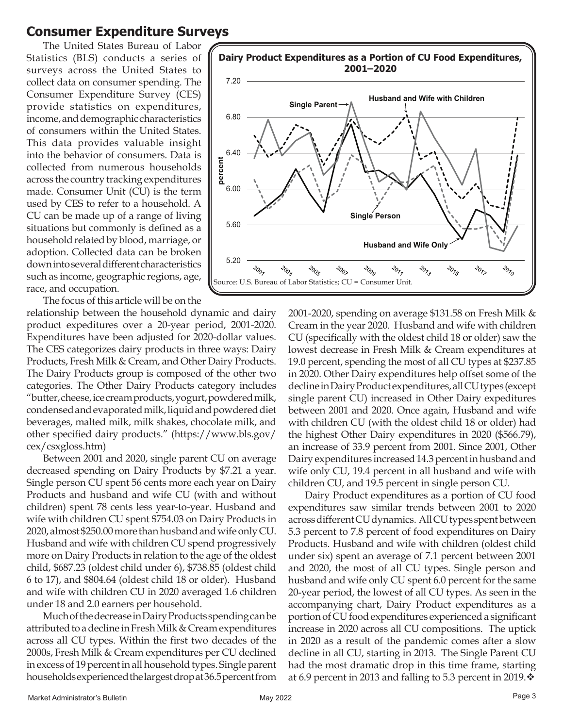## Consumer Expenditure Surveys

The United States Bureau of Labor Statistics (BLS) conducts a series of surveys across the United States to collect data on consumer spending. The Consumer Expenditure Survey (CES) provide statistics on expenditures, income, and demographic characteristics of consumers within the United States. This data provides valuable insight into the behavior of consumers. Data is collected from numerous households across the country tracking expenditures made. Consumer Unit (CU) is the term used by CES to refer to a household. A CU can be made up of a range of living situations but commonly is defined as a household related by blood, marriage, or adoption. Collected data can be broken down into several different characteristics such as income, geographic regions, age, race, and occupation.

The focus of this article will be on the relationship between the household dynamic and dairy product expeditures over a 20-year period, 2001-2020. Expenditures have been adjusted for 2020-dollar values. The CES categorizes dairy products in three ways: Dairy Products, Fresh Milk & Cream, and Other Dairy Products. The Dairy Products group is composed of the other two categories. The Other Dairy Products category includes "butter, cheese, ice cream products, yogurt, powdered milk, condensed and evaporated milk, liquid and powdered diet beverages, malted milk, milk shakes, chocolate milk, and other specified dairy products." (https://www.bls.gov/cex/csxgloss.htm)

Between 2001 and 2020, single parent CU on average decreased spending on Dairy Products by $7.21 a year. Single person CU spent 56 cents more each year on Dairy Products and husband and wife CU (with and without children) spent 78 cents less year-to-year. Husband and wife with children CU spent $754.03 on Dairy Products in 2020, almost $250.00 more than husband and wife only CU. Husband and wife with children CU spend progressively more on Dairy Products in relation to the age of the oldest child, $687.23 (oldest child under 6), $738.85 (oldest child 6 to 17), and $804.64 (oldest child 18 or older). Husband and wife with children CU in 2020 averaged 1.6 children under 18 and 2.0 earners per household.

Much of the decrease in Dairy Products spending can be attributed to a decline in Fresh Milk & Cream expenditures across all CU types. Within the first two decades of the 2000s, Fresh Milk & Cream expenditures per CU declined in excess of 19 percent in all household types. Single parent households experienced the largest drop at 36.5 percent from 2001-2020, spending on average $131.58 on Fresh Milk & Cream in the year 2020. Husband and wife with children CU (specifically with the oldest child 18 or older) saw the lowest decrease in Fresh Milk & Cream expenditures at 19.0 percent, spending the most of all CU types at $237.85 in 2020. Other Dairy expenditures help offset some of the decline in Dairy Product expenditures, all CU types (except single parent CU) increased in Other Dairy expeditures between 2001 and 2020. Once again, Husband and wife with children CU (with the oldest child 18 or older) had the highest Other Dairy expenditures in 2020 ($566.79), an increase of 33.9 percent from 2001. Since 2001, Other Dairy expenditures increased 14.3 percent in husband and wife only CU, 19.4 percent in all husband and wife with children CU, and 19.5 percent in single person CU.

Dairy Product expenditures as a portion of CU food expenditures saw similar trends between 2001 to 2020 across different CU dynamics. All CU types spent between 5.3 percent to 7.8 percent of food expenditures on Dairy Products. Husband and wife with children (oldest child under six) spent an average of 7.1 percent between 2001 and 2020, the most of all CU types. Single person and husband and wife only CU spent 6.0 percent for the same 20-year period, the lowest of all CU types. As seen in the accompanying chart, Dairy Product expenditures as a portion of CU food expenditures experienced a significant increase in 2020 across all CU compositions. The uptick in 2020 as a result of the pandemic comes after a slow decline in all CU, starting in 2013. The Single Parent CU had the most dramatic drop in this time frame, starting at 6.9 percent in 2013 and falling to 5.3 percent in 2019.❖

**Dairy Product Expenditures as a Portion of CU Food Expenditures, 2001–2020**

Source: U.S. Bureau of Labor Statistics; CU = Consumer Unit.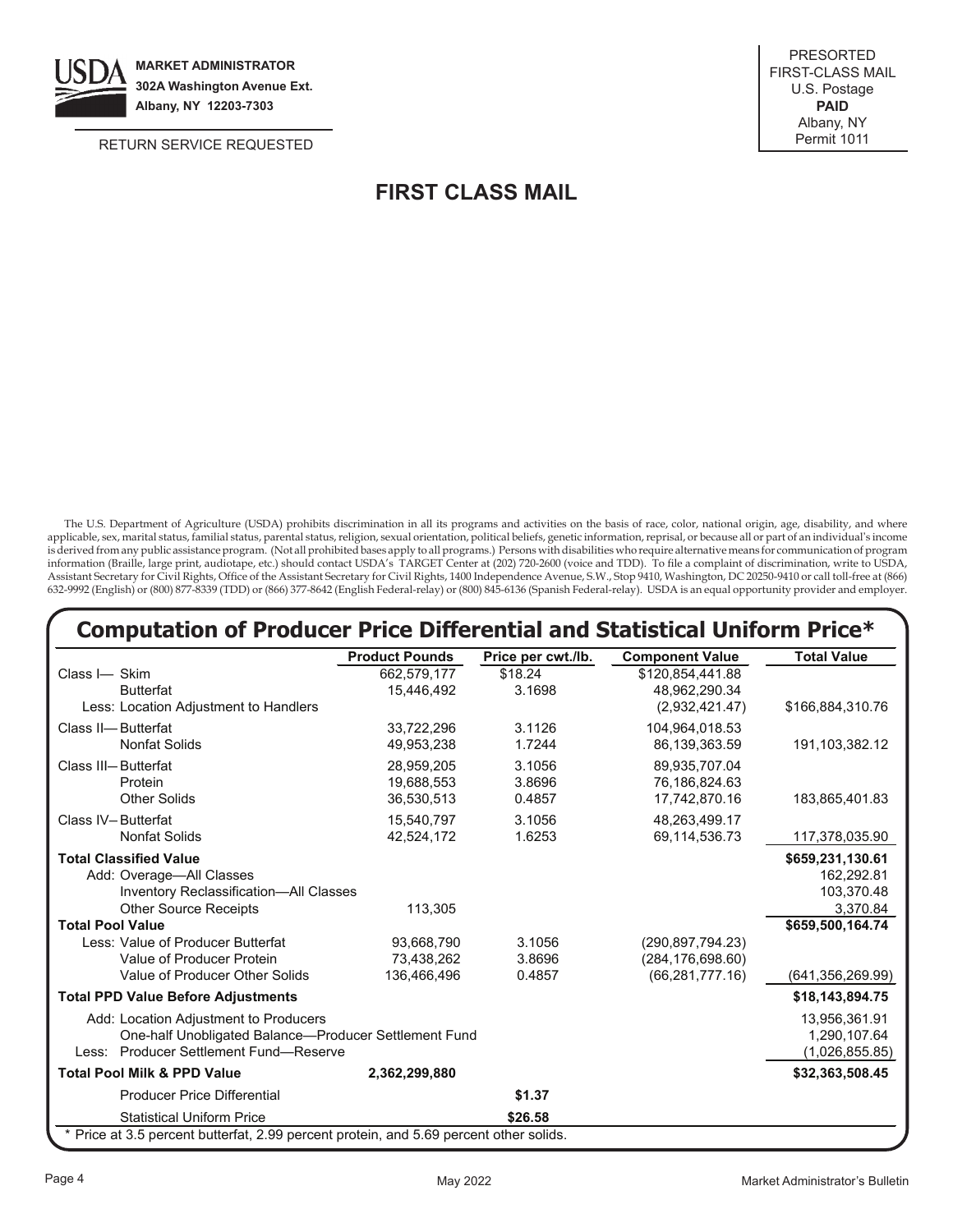**MARKET ADMINISTRATOR**
**302A Washington Avenue Ext.**
**Albany, NY 12203-7303**

RETURN SERVICE REQUESTED

PRESORTED
FIRST-CLASS MAIL
U.S. Postage
**PAID**
Albany, NY
Permit 1011

## FIRST CLASS MAIL

The U.S. Department of Agriculture (USDA) prohibits discrimination in all its programs and activities on the basis of race, color, national origin, age, disability, and where applicable, sex, marital status, familial status, parental status, religion, sexual orientation, political beliefs, genetic information, reprisal, or because all or part of an individual's income is derived from any public assistance program. (Not all prohibited bases apply to all programs.) Persons with disabilities who require alternative means for communication of program information (Braille, large print, audiotape, etc.) should contact USDA's TARGET Center at (202) 720-2600 (voice and TDD). To file a complaint of discrimination, write to USDA, Assistant Secretary for Civil Rights, Office of the Assistant Secretary for Civil Rights, 1400 Independence Avenue, S.W., Stop 9410, Washington, DC 20250-9410 or call toll-free at (866) 632-9992 (English) or (800) 877-8339 (TDD) or (866) 377-8642 (English Federal-relay) or (800) 845-6136 (Spanish Federal-relay). USDA is an equal opportunity provider and employer.

## Computation of Producer Price Differential and Statistical Uniform Price*

| | Product Pounds | Price per cwt./lb. | Component Value | Total Value |
|---|---|---|---|---|
| Class I— Skim | 662,579,177 | $18.24 | $120,854,441.88 | |
| Butterfat | 15,446,492 | 3.1698 | 48,962,290.34 | |
| Less: Location Adjustment to Handlers | | | (2,932,421.47) | $166,884,310.76 |
| Class II— Butterfat | 33,722,296 | 3.1126 | 104,964,018.53 | |
| Nonfat Solids | 49,953,238 | 1.7244 | 86,139,363.59 | 191,103,382.12 |
| Class III— Butterfat | 28,959,205 | 3.1056 | 89,935,707.04 | |
| Protein | 19,688,553 | 3.8696 | 76,186,824.63 | |
| Other Solids | 36,530,513 | 0.4857 | 17,742,870.16 | 183,865,401.83 |
| Class IV— Butterfat | 15,540,797 | 3.1056 | 48,263,499.17 | |
| Nonfat Solids | 42,524,172 | 1.6253 | 69,114,536.73 | 117,378,035.90 |
| **Total Classified Value** | | | | **$659,231,130.61** |
| Add: Overage—All Classes | | | | 162,292.81 |
| Inventory Reclassification—All Classes | | | | 103,370.48 |
| Other Source Receipts | 113,305 | | | 3,370.84 |
| **Total Pool Value** | | | | **$659,500,164.74** |
| Less: Value of Producer Butterfat | 93,668,790 | 3.1056 | (290,897,794.23) | |
| Value of Producer Protein | 73,438,262 | 3.8696 | (284,176,698.60) | |
| Value of Producer Other Solids | 136,466,496 | 0.4857 | (66,281,777.16) | (641,356,269.99) |
| **Total PPD Value Before Adjustments** | | | | **$18,143,894.75** |
| Add: Location Adjustment to Producers | | | | 13,956,361.91 |
| One-half Unobligated Balance—Producer Settlement Fund | | | | 1,290,107.64 |
| Less: Producer Settlement Fund—Reserve | | | | (1,026,855.85) |
| **Total Pool Milk & PPD Value** | **2,362,299,880** | | | **$32,363,508.45** |
| Producer Price Differential | | **$1.37** | | |
| Statistical Uniform Price | | **$26.58** | | |

\* Price at 3.5 percent butterfat, 2.99 percent protein, and 5.69 percent other solids.